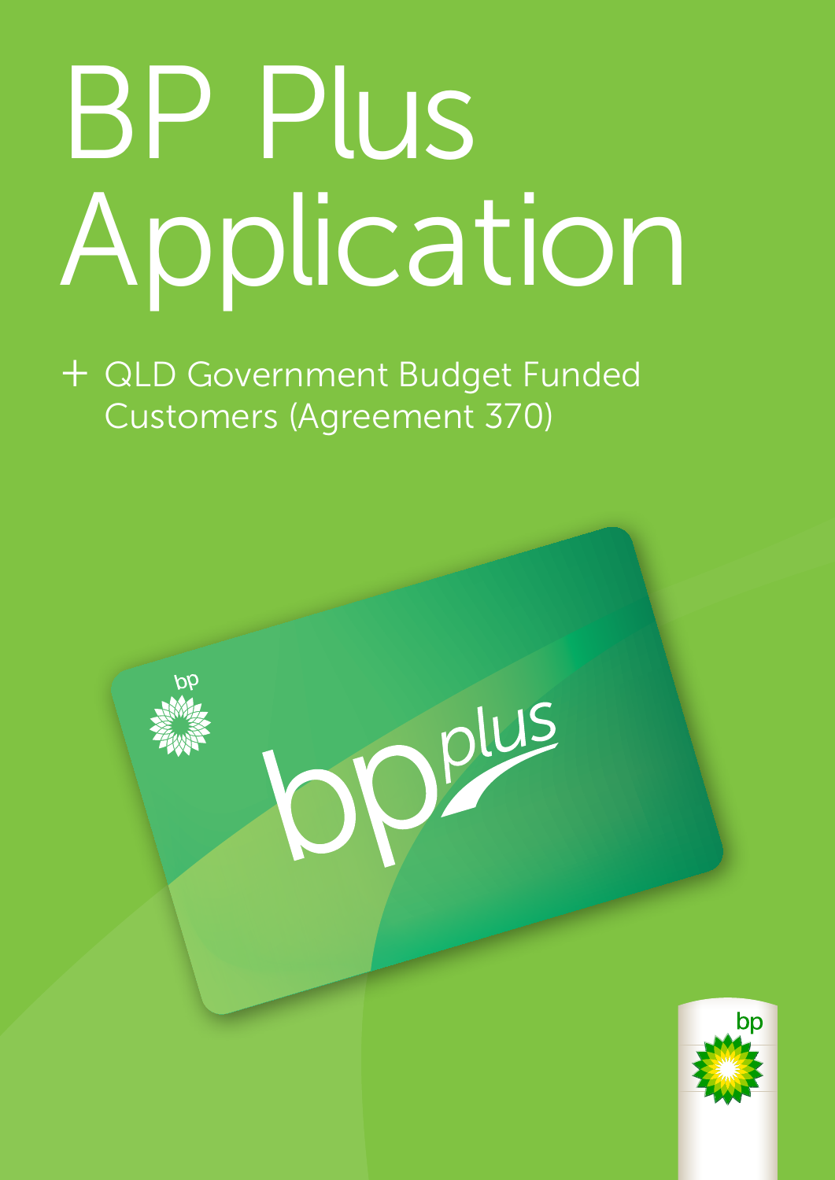# BP Plus Application

+ QLD Government Budget Funded Customers (Agreement 370)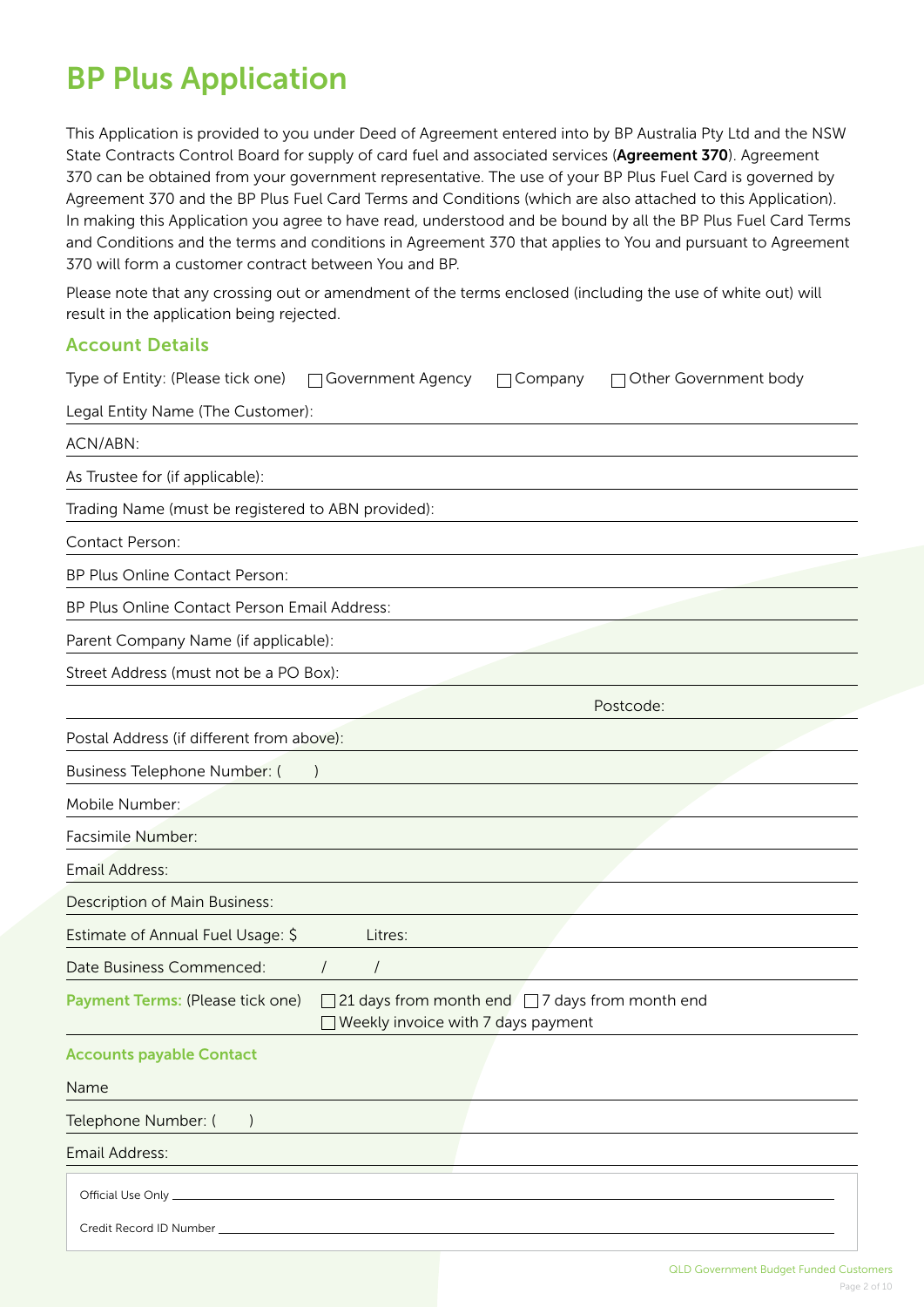# BP Plus Application

This Application is provided to you under Deed of Agreement entered into by BP Australia Pty Ltd and the NSW State Contracts Control Board for supply of card fuel and associated services (**Agreement 370**). Agreement 370 can be obtained from your government representative. The use of your BP Plus Fuel Card is governed by Agreement 370 and the BP Plus Fuel Card Terms and Conditions (which are also attached to this Application). In making this Application you agree to have read, understood and be bound by all the BP Plus Fuel Card Terms and Conditions and the terms and conditions in Agreement 370 that applies to You and pursuant to Agreement 370 will form a customer contract between You and BP.

Please note that any crossing out or amendment of the terms enclosed (including the use of white out) will result in the application being rejected.

## Account Details

Type of Entity: (Please tick one) ☐ Government Agency ☐ Company ☐ Other Government body

Legal Entity Name (The Customer): \_\_\_\_\_\_\_\_\_\_

ACN/ABN: \_\_\_\_\_\_\_\_\_\_

As Trustee for (if applicable): \_\_\_\_\_\_\_\_\_\_

Trading Name (must be registered to ABN provided): \_\_\_\_\_\_\_\_\_\_

Contact Person: \_\_\_\_\_\_\_\_\_\_

BP Plus Online Contact Person: \_\_\_\_\_\_\_\_\_\_

BP Plus Online Contact Person Email Address: \_\_\_\_\_\_\_\_\_\_

Parent Company Name (if applicable): \_\_\_\_\_\_\_\_\_\_

Street Address (must not be a PO Box): \_\_\_\_\_\_\_\_\_\_

\_\_\_\_\_\_\_\_\_\_ Postcode: \_\_\_\_\_\_\_\_\_\_

Postal Address (if different from above): \_\_\_\_\_\_\_\_\_\_

Business Telephone Number: (    ) \_\_\_\_\_\_\_\_\_\_

Mobile Number: \_\_\_\_\_\_\_\_\_\_

Facsimile Number: \_\_\_\_\_\_\_\_\_\_

Email Address: \_\_\_\_\_\_\_\_\_\_

Description of Main Business: \_\_\_\_\_\_\_\_\_\_

Estimate of Annual Fuel Usage: $ \_\_\_\_\_\_\_\_\_\_ Litres: \_\_\_\_\_\_\_\_\_\_

Date Business Commenced: \_\_\_\_ / \_\_\_\_ / \_\_\_\_

**Payment Terms:** (Please tick one) ☐ 21 days from month end ☐ 7 days from month end ☐ Weekly invoice with 7 days payment

### Accounts payable Contact

Name \_\_\_\_\_\_\_\_\_\_

Telephone Number: (    ) \_\_\_\_\_\_\_\_\_\_

Email Address: \_\_\_\_\_\_\_\_\_\_

Official Use Only \_\_\_\_\_\_\_\_\_\_

Credit Record ID Number \_\_\_\_\_\_\_\_\_\_

QLD Government Budget Funded Customers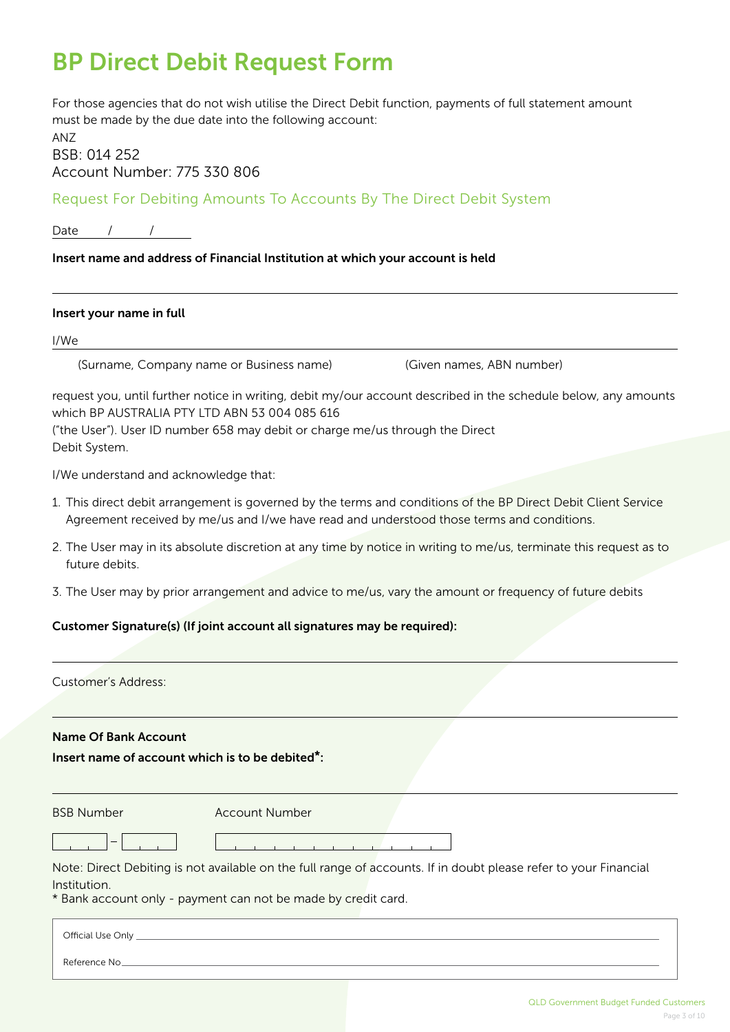# BP Direct Debit Request Form

For those agencies that do not wish utilise the Direct Debit function, payments of full statement amount must be made by the due date into the following account:

ANZ
BSB: 014 252
Account Number: 775 330 806

## Request For Debiting Amounts To Accounts By The Direct Debit System

Date \_\_\_\_ / \_\_\_\_ / \_\_\_\_

**Insert name and address of Financial Institution at which your account is held**

\_\_\_\_\_\_\_\_\_\_\_\_\_\_\_\_\_\_\_\_\_\_\_\_\_\_\_\_\_\_\_\_\_\_\_\_\_\_\_\_

**Insert your name in full**

I/We \_\_\_\_\_\_\_\_\_\_\_\_\_\_\_\_\_\_\_\_\_\_\_\_\_\_\_\_\_\_\_\_\_\_\_\_\_\_\_\_

(Surname, Company name or Business name) (Given names, ABN number)

request you, until further notice in writing, debit my/our account described in the schedule below, any amounts which BP AUSTRALIA PTY LTD ABN 53 004 085 616
("the User"). User ID number 658 may debit or charge me/us through the Direct Debit System.

I/We understand and acknowledge that:

1. This direct debit arrangement is governed by the terms and conditions of the BP Direct Debit Client Service Agreement received by me/us and I/we have read and understood those terms and conditions.
2. The User may in its absolute discretion at any time by notice in writing to me/us, terminate this request as to future debits.
3. The User may by prior arrangement and advice to me/us, vary the amount or frequency of future debits

**Customer Signature(s) (If joint account all signatures may be required):**

\_\_\_\_\_\_\_\_\_\_\_\_\_\_\_\_\_\_\_\_\_\_\_\_\_\_\_\_\_\_\_\_\_\_\_\_\_\_\_\_

Customer's Address:

\_\_\_\_\_\_\_\_\_\_\_\_\_\_\_\_\_\_\_\_\_\_\_\_\_\_\_\_\_\_\_\_\_\_\_\_\_\_\_\_

**Name Of Bank Account**

**Insert name of account which is to be debited*:**

\_\_\_\_\_\_\_\_\_\_\_\_\_\_\_\_\_\_\_\_\_\_\_\_\_\_\_\_\_\_\_\_\_\_\_\_\_\_\_\_

| BSB Number | Account Number |
|---|---|
| \_\_\_ – \_\_\_ | \_\_\_\_\_\_\_\_\_ |

Note: Direct Debiting is not available on the full range of accounts. If in doubt please refer to your Financial Institution.

* Bank account only - payment can not be made by credit card.

| |
|---|
| Official Use Only \_\_\_\_\_\_\_\_\_\_\_\_\_\_\_\_\_\_\_\_ |
| Reference No \_\_\_\_\_\_\_\_\_\_\_\_\_\_\_\_\_\_\_\_ |

QLD Government Budget Funded Customers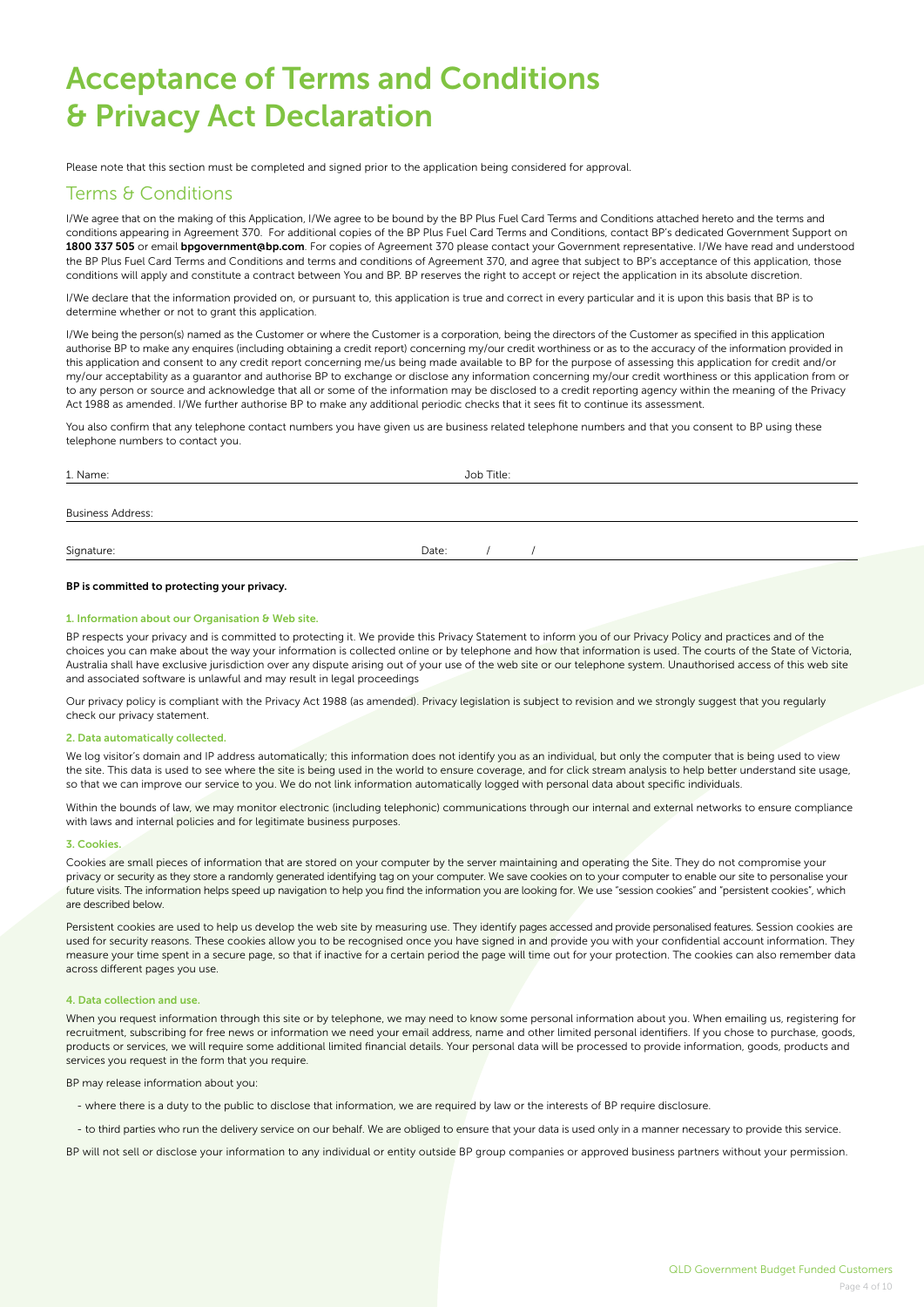# Acceptance of Terms and Conditions & Privacy Act Declaration

Please note that this section must be completed and signed prior to the application being considered for approval.

## Terms & Conditions

I/We agree that on the making of this Application, I/We agree to be bound by the BP Plus Fuel Card Terms and Conditions attached hereto and the terms and conditions appearing in Agreement 370. For additional copies of the BP Plus Fuel Card Terms and Conditions, contact BP's dedicated Government Support on **1800 337 505** or email **bpgovernment@bp.com**. For copies of Agreement 370 please contact your Government representative. I/We have read and understood the BP Plus Fuel Card Terms and Conditions and terms and conditions of Agreement 370, and agree that subject to BP's acceptance of this application, those conditions will apply and constitute a contract between You and BP. BP reserves the right to accept or reject the application in its absolute discretion.

I/We declare that the information provided on, or pursuant to, this application is true and correct in every particular and it is upon this basis that BP is to determine whether or not to grant this application.

I/We being the person(s) named as the Customer or where the Customer is a corporation, being the directors of the Customer as specified in this application authorise BP to make any enquires (including obtaining a credit report) concerning my/our credit worthiness or as to the accuracy of the information provided in this application and consent to any credit report concerning me/us being made available to BP for the purpose of assessing this application for credit and/or my/our acceptability as a guarantor and authorise BP to exchange or disclose any information concerning my/our credit worthiness or this application from or to any person or source and acknowledge that all or some of the information may be disclosed to a credit reporting agency within the meaning of the Privacy Act 1988 as amended. I/We further authorise BP to make any additional periodic checks that it sees fit to continue its assessment.

You also confirm that any telephone contact numbers you have given us are business related telephone numbers and that you consent to BP using these telephone numbers to contact you.

1. Name: \_\_\_\_\_\_\_\_\_\_\_\_\_\_\_\_ Job Title: \_\_\_\_\_\_\_\_\_\_\_\_\_\_\_\_

Business Address: \_\_\_\_\_\_\_\_\_\_\_\_\_\_\_\_

Signature: \_\_\_\_\_\_\_\_\_\_\_\_\_\_\_\_ Date: / /

**BP is committed to protecting your privacy.**

### 1. Information about our Organisation & Web site.

BP respects your privacy and is committed to protecting it. We provide this Privacy Statement to inform you of our Privacy Policy and practices and of the choices you can make about the way your information is collected online or by telephone and how that information is used. The courts of the State of Victoria, Australia shall have exclusive jurisdiction over any dispute arising out of your use of the web site or our telephone system. Unauthorised access of this web site and associated software is unlawful and may result in legal proceedings

Our privacy policy is compliant with the Privacy Act 1988 (as amended). Privacy legislation is subject to revision and we strongly suggest that you regularly check our privacy statement.

### 2. Data automatically collected.

We log visitor's domain and IP address automatically; this information does not identify you as an individual, but only the computer that is being used to view the site. This data is used to see where the site is being used in the world to ensure coverage, and for click stream analysis to help better understand site usage, so that we can improve our service to you. We do not link information automatically logged with personal data about specific individuals.

Within the bounds of law, we may monitor electronic (including telephonic) communications through our internal and external networks to ensure compliance with laws and internal policies and for legitimate business purposes.

### 3. Cookies.

Cookies are small pieces of information that are stored on your computer by the server maintaining and operating the Site. They do not compromise your privacy or security as they store a randomly generated identifying tag on your computer. We save cookies on to your computer to enable our site to personalise your future visits. The information helps speed up navigation to help you find the information you are looking for. We use "session cookies" and "persistent cookies", which are described below.

Persistent cookies are used to help us develop the web site by measuring use. They identify pages accessed and provide personalised features. Session cookies are used for security reasons. These cookies allow you to be recognised once you have signed in and provide you with your confidential account information. They measure your time spent in a secure page, so that if inactive for a certain period the page will time out for your protection. The cookies can also remember data across different pages you use.

### 4. Data collection and use.

When you request information through this site or by telephone, we may need to know some personal information about you. When emailing us, registering for recruitment, subscribing for free news or information we need your email address, name and other limited personal identifiers. If you chose to purchase, goods, products or services, we will require some additional limited financial details. Your personal data will be processed to provide information, goods, products and services you request in the form that you require.

BP may release information about you:

- where there is a duty to the public to disclose that information, we are required by law or the interests of BP require disclosure.
- to third parties who run the delivery service on our behalf. We are obliged to ensure that your data is used only in a manner necessary to provide this service.

BP will not sell or disclose your information to any individual or entity outside BP group companies or approved business partners without your permission.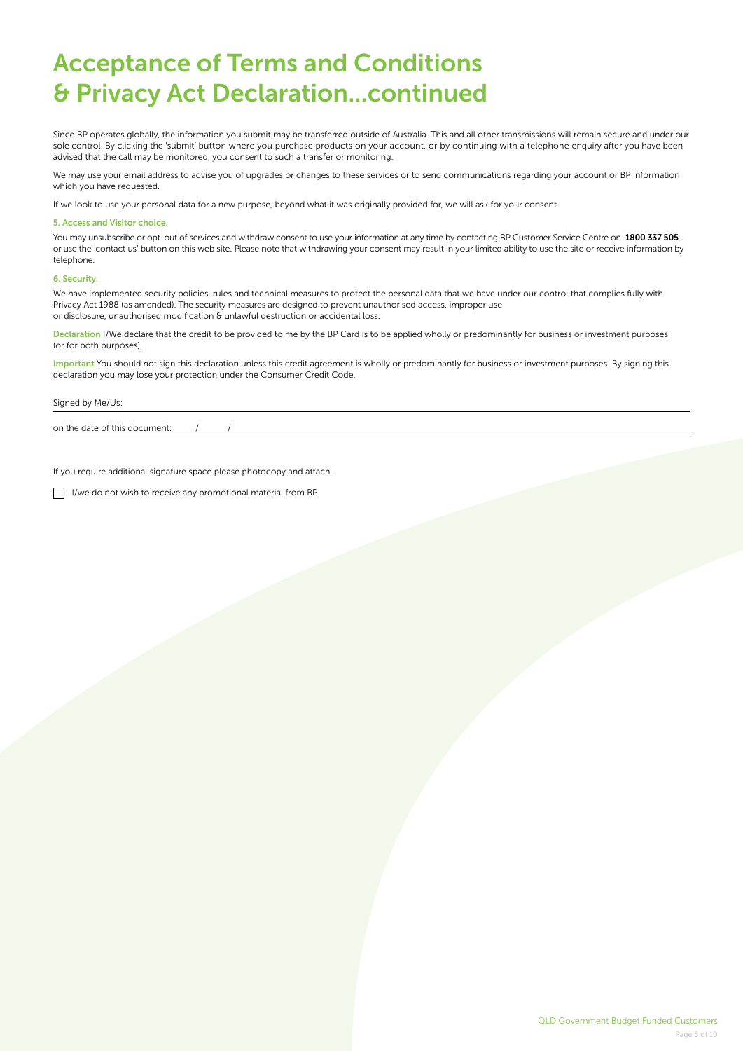# Acceptance of Terms and Conditions & Privacy Act Declaration...continued

Since BP operates globally, the information you submit may be transferred outside of Australia. This and all other transmissions will remain secure and under our sole control. By clicking the 'submit' button where you purchase products on your account, or by continuing with a telephone enquiry after you have been advised that the call may be monitored, you consent to such a transfer or monitoring.

We may use your email address to advise you of upgrades or changes to these services or to send communications regarding your account or BP information which you have requested.

If we look to use your personal data for a new purpose, beyond what it was originally provided for, we will ask for your consent.

### 5. Access and Visitor choice.

You may unsubscribe or opt-out of services and withdraw consent to use your information at any time by contacting BP Customer Service Centre on **1800 337 505**, or use the 'contact us' button on this web site. Please note that withdrawing your consent may result in your limited ability to use the site or receive information by telephone.

### 6. Security.

We have implemented security policies, rules and technical measures to protect the personal data that we have under our control that complies fully with Privacy Act 1988 (as amended). The security measures are designed to prevent unauthorised access, improper use or disclosure, unauthorised modification & unlawful destruction or accidental loss.

**Declaration** I/We declare that the credit to be provided to me by the BP Card is to be applied wholly or predominantly for business or investment purposes (or for both purposes).

**Important** You should not sign this declaration unless this credit agreement is wholly or predominantly for business or investment purposes. By signing this declaration you may lose your protection under the Consumer Credit Code.

Signed by Me/Us: ______________________________

on the date of this document: &nbsp;&nbsp;&nbsp;/&nbsp;&nbsp;&nbsp;&nbsp;&nbsp;/

If you require additional signature space please photocopy and attach.

☐ I/we do not wish to receive any promotional material from BP.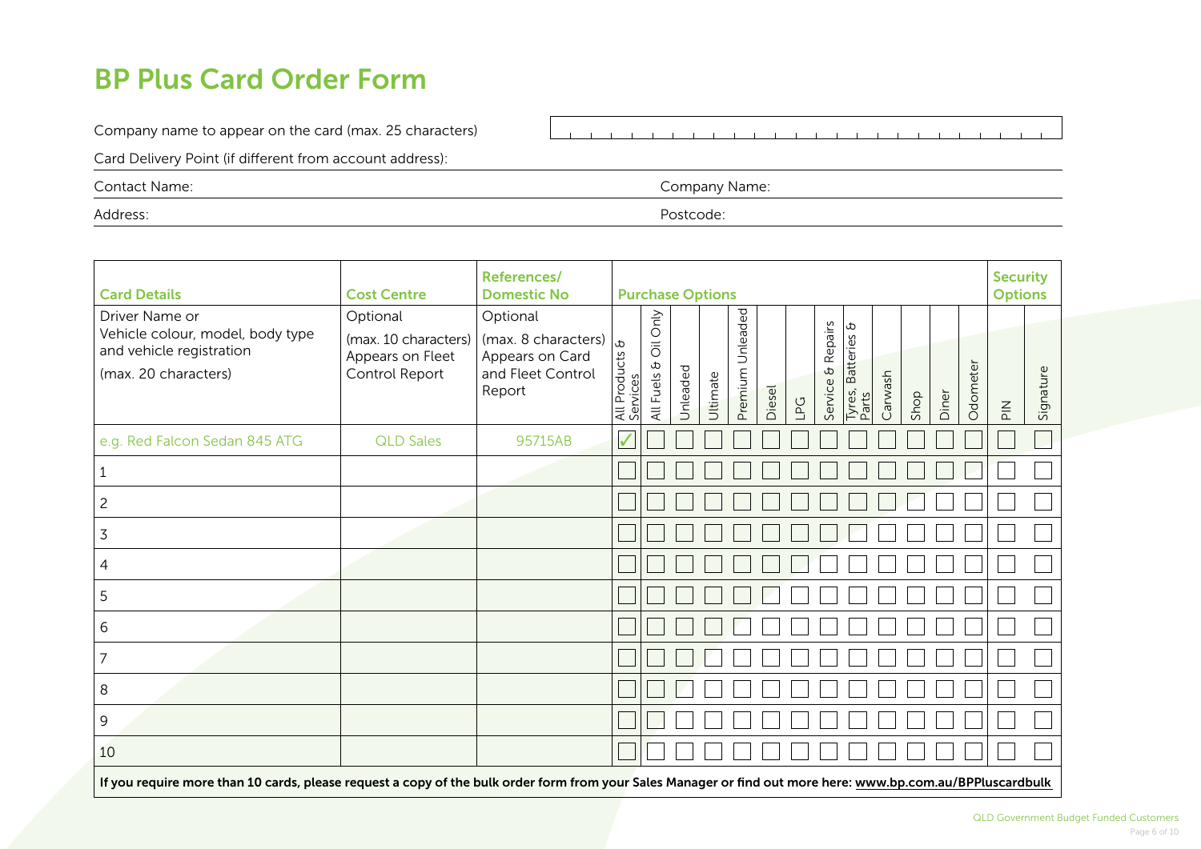# BP Plus Card Order Form

Company name to appear on the card (max. 25 characters)

Card Delivery Point (if different from account address):

Contact Name: Company Name:

Address: Postcode:

| Card Details | Cost Centre | References/ Domestic No | Purchase Options | | | | | | | | | | | | | | Security Options | |
|---|---|---|---|---|---|---|---|---|---|---|---|---|---|---|---|---|---|---|
| Driver Name or Vehicle colour, model, body type and vehicle registration (max. 20 characters) | Optional (max. 10 characters) Appears on Fleet Control Report | Optional (max. 8 characters) Appears on Card and Fleet Control Report | All Products & Services | All Fuels & Oil Only | Unleaded | Ultimate | Premium Unleaded | Diesel | LPG | Service & Repairs | Tyres, Batteries & Parts | Carwash | Shop | Diner | Odometer | | PIN | Signature |
| e.g. Red Falcon Sedan 845 ATG | QLD Sales | 95715AB | ✓ | | | | | | | | | | | | | | | |
| 1 | | | | | | | | | | | | | | | | | | |
| 2 | | | | | | | | | | | | | | | | | | |
| 3 | | | | | | | | | | | | | | | | | | |
| 4 | | | | | | | | | | | | | | | | | | |
| 5 | | | | | | | | | | | | | | | | | | |
| 6 | | | | | | | | | | | | | | | | | | |
| 7 | | | | | | | | | | | | | | | | | | |
| 8 | | | | | | | | | | | | | | | | | | |
| 9 | | | | | | | | | | | | | | | | | | |
| 10 | | | | | | | | | | | | | | | | | | |

**If you require more than 10 cards, please request a copy of the bulk order form from your Sales Manager or find out more here: www.bp.com.au/BPPluscardbulk**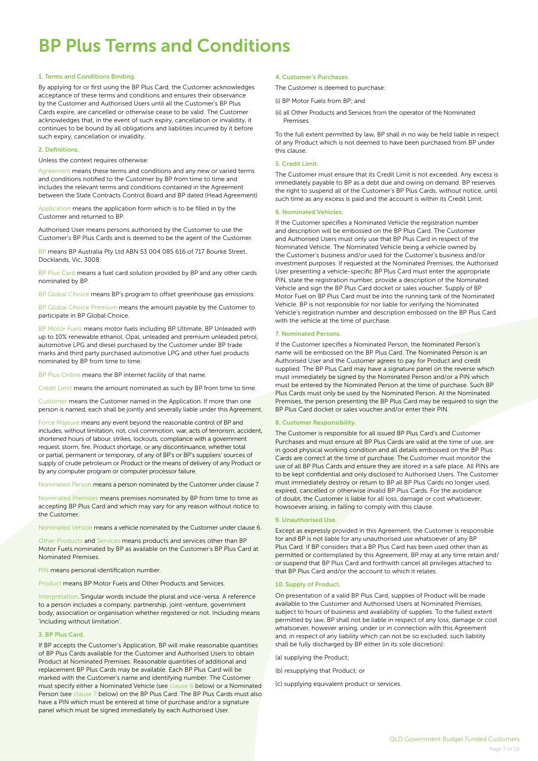# BP Plus Terms and Conditions

### 1. Terms and Conditions Binding.

By applying for or first using the BP Plus Card, the Customer acknowledges acceptance of these terms and conditions and ensures their observance by the Customer and Authorised Users until all the Customer's BP Plus Cards expire, are cancelled or otherwise cease to be valid. The Customer acknowledges that, in the event of such expiry, cancellation or invalidity, it continues to be bound by all obligations and liabilities incurred by it before such expiry, cancellation or invalidity.

### 2. Definitions.

Unless the context requires otherwise:

Agreement means these terms and conditions and any new or varied terms and conditions notified to the Customer by BP from time to time and includes the relevant terms and conditions contained in the Agreement between the State Contracts Control Board and BP dated (Head Agreement)

Application means the application form which is to be filled in by the Customer and returned to BP.

Authorised User means persons authorised by the Customer to use the Customer's BP Plus Cards and is deemed to be the agent of the Customer.

BP means BP Australia Pty Ltd ABN 53 004 085 616 of 717 Bourke Street, Docklands, Vic, 3008.

BP Plus Card means a fuel card solution provided by BP and any other cards nominated by BP.

BP Global Choice means BP's program to offset greenhouse gas emissions.

BP Global Choice Premium means the amount payable by the Customer to participate in BP Global Choice.

BP Motor Fuels means motor fuels including BP Ultimate, BP Unleaded with up to 10% renewable ethanol, Opal, unleaded and premium unleaded petrol, automotive LPG and diesel purchased by the Customer under BP trade marks and third party purchased automotive LPG and other fuel products nominated by BP from time to time.

BP Plus Online means the BP internet facility of that name.

Credit Limit means the amount nominated as such by BP from time to time.

Customer means the Customer named in the Application. If more than one person is named, each shall be jointly and severally liable under this Agreement.

Force Majeure means any event beyond the reasonable control of BP and includes, without limitation, riot, civil commotion, war, acts of terrorism, accident, shortened hours of labour, strikes, lockouts, compliance with a government request, storm, fire, Product shortage, or any discontinuance, whether total or partial, permanent or temporary, of any of BP's or BP's suppliers' sources of supply of crude petroleum or Product or the means of delivery of any Product or by any computer program or computer processor failure.

Nominated Person means a person nominated by the Customer under clause 7.

Nominated Premises means premises nominated by BP from time to time as accepting BP Plus Card and which may vary for any reason without notice to the Customer.

Nominated Vehicle means a vehicle nominated by the Customer under clause 6.

Other Products and Services means products and services other than BP Motor Fuels nominated by BP as available on the Customer's BP Plus Card at Nominated Premises.

PIN means personal identification number.

Product means BP Motor Fuels and Other Products and Services.

Interpretation. Singular words include the plural and vice-versa. A reference to a person includes a company, partnership, joint-venture, government body, association or organisation whether registered or not. Including means 'including without limitation'.

### 3. BP Plus Card.

If BP accepts the Customer's Application, BP will make reasonable quantities of BP Plus Cards available for the Customer and Authorised Users to obtain Product at Nominated Premises. Reasonable quantities of additional and replacement BP Plus Cards may be available. Each BP Plus Card will be marked with the Customer's name and identifying number. The Customer must specify either a Nominated Vehicle (see clause 6 below) or a Nominated Person (see clause 7 below) on the BP Plus Card. The BP Plus Cards must also have a PIN which must be entered at time of purchase and/or a signature panel which must be signed immediately by each Authorised User.

### 4. Customer's Purchases.

The Customer is deemed to purchase:

(i) BP Motor Fuels from BP; and

(ii) all Other Products and Services from the operator of the Nominated Premises.

To the full extent permitted by law, BP shall in no way be held liable in respect of any Product which is not deemed to have been purchased from BP under this clause.

### 5. Credit Limit.

The Customer must ensure that its Credit Limit is not exceeded. Any excess is immediately payable to BP as a debt due and owing on demand. BP reserves the right to suspend all of the Customer's BP Plus Cards, without notice, until such time as any excess is paid and the account is within its Credit Limit.

### 6. Nominated Vehicles.

If the Customer specifies a Nominated Vehicle the registration number and description will be embossed on the BP Plus Card. The Customer and Authorised Users must only use that BP Plus Card in respect of the Nominated Vehicle. The Nominated Vehicle being a vehicle owned by the Customer's business and/or used for the Customer's business and/or investment purposes. If requested at the Nominated Premises, the Authorised User presenting a vehicle-specific BP Plus Card must enter the appropriate PIN, state the registration number, provide a description of the Nominated Vehicle and sign the BP Plus Card docket or sales voucher. Supply of BP Motor Fuel on BP Plus Card must be into the running tank of the Nominated Vehicle. BP is not responsible for nor liable for verifying the Nominated Vehicle's registration number and description embossed on the BP Plus Card with the vehicle at the time of purchase.

### 7. Nominated Persons.

If the Customer specifies a Nominated Person, the Nominated Person's name will be embossed on the BP Plus Card. The Nominated Person is an Authorised User and the Customer agrees to pay for Product and credit supplied. The BP Plus Card may have a signature panel on the reverse which must immediately be signed by the Nominated Person and/or a PIN which must be entered by the Nominated Person at the time of purchase. Such BP Plus Cards must only be used by the Nominated Person. At the Nominated Premises, the person presenting the BP Plus Card may be required to sign the BP Plus Card docket or sales voucher and/or enter their PIN.

### 8. Customer Responsibility.

The Customer is responsible for all issued BP Plus Card's and Customer Purchases and must ensure all BP Plus Cards are valid at the time of use, are in good physical working condition and all details embossed on the BP Plus Cards are correct at the time of purchase. The Customer must monitor the use of all BP Plus Cards and ensure they are stored in a safe place. All PINs are to be kept confidential and only disclosed to Authorised Users. The Customer must immediately destroy or return to BP all BP Plus Cards no longer used, expired, cancelled or otherwise invalid BP Plus Cards. For the avoidance of doubt, the Customer is liable for all loss, damage or cost whatsoever, howsoever arising, in failing to comply with this clause.

### 9. Unauthorised Use.

Except as expressly provided in this Agreement, the Customer is responsible for and BP is not liable for any unauthorised use whatsoever of any BP Plus Card. If BP considers that a BP Plus Card has been used other than as permitted or contemplated by this Agreement, BP may at any time retain and/or suspend that BP Plus Card and forthwith cancel all privileges attached to that BP Plus Card and/or the account to which it relates.

### 10. Supply of Product.

On presentation of a valid BP Plus Card, supplies of Product will be made available to the Customer and Authorised Users at Nominated Premises, subject to hours of business and availability of supplies. To the fullest extent permitted by law, BP shall not be liable in respect of any loss, damage or cost whatsoever, however arising, under or in connection with this Agreement and, in respect of any liability which can not be so excluded, such liability shall be fully discharged by BP either (in its sole discretion):

(a) supplying the Product;

(b) resupplying that Product; or

(c) supplying equivalent product or services.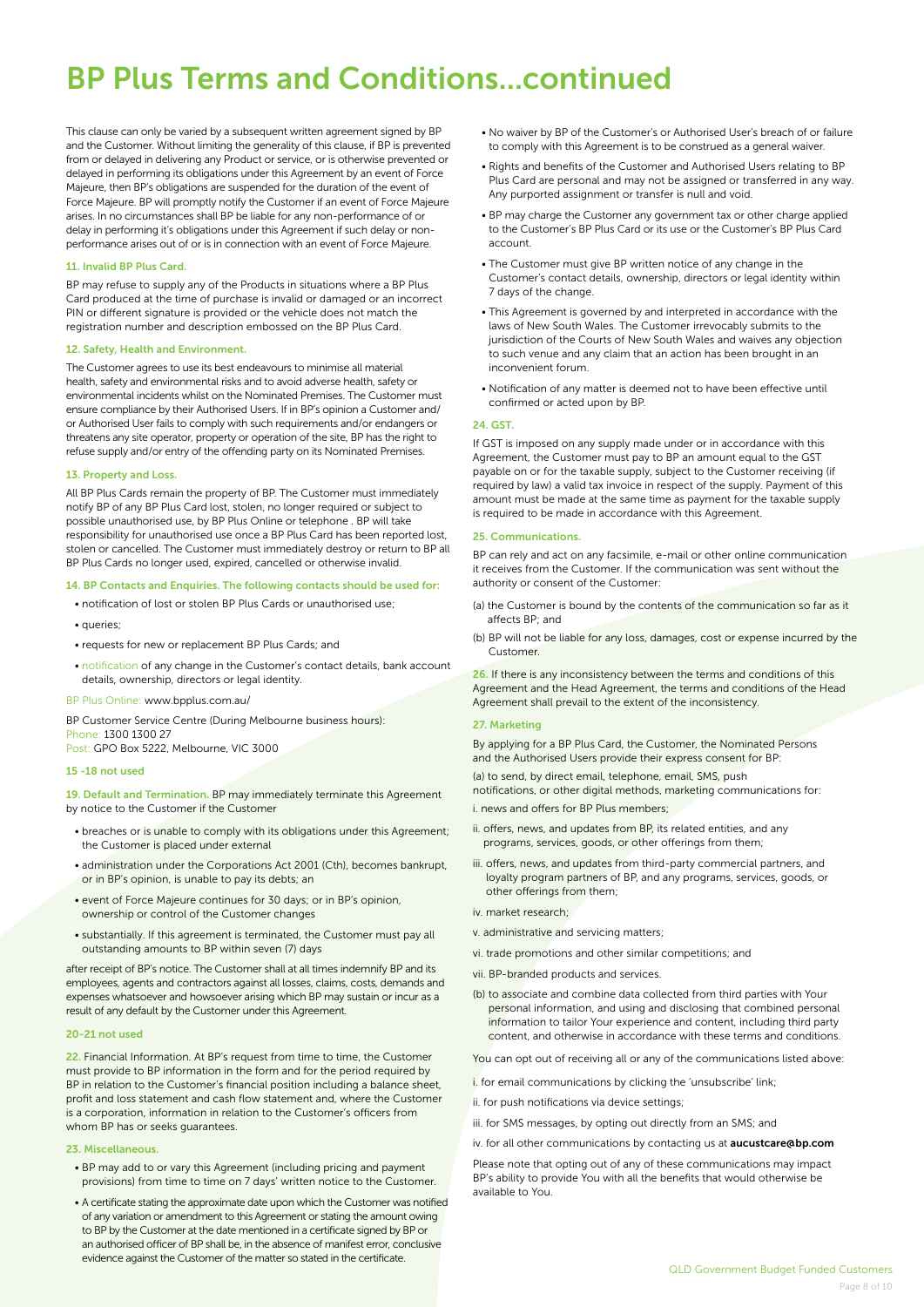# BP Plus Terms and Conditions...continued

This clause can only be varied by a subsequent written agreement signed by BP and the Customer. Without limiting the generality of this clause, if BP is prevented from or delayed in delivering any Product or service, or is otherwise prevented or delayed in performing its obligations under this Agreement by an event of Force Majeure, then BP's obligations are suspended for the duration of the event of Force Majeure. BP will promptly notify the Customer if an event of Force Majeure arises. In no circumstances shall BP be liable for any non-performance of or delay in performing it's obligations under this Agreement if such delay or non-performance arises out of or is in connection with an event of Force Majeure.

### 11. Invalid BP Plus Card.

BP may refuse to supply any of the Products in situations where a BP Plus Card produced at the time of purchase is invalid or damaged or an incorrect PIN or different signature is provided or the vehicle does not match the registration number and description embossed on the BP Plus Card.

### 12. Safety, Health and Environment.

The Customer agrees to use its best endeavours to minimise all material health, safety and environmental risks and to avoid adverse health, safety or environmental incidents whilst on the Nominated Premises. The Customer must ensure compliance by their Authorised Users. If in BP's opinion a Customer and/or Authorised User fails to comply with such requirements and/or endangers or threatens any site operator, property or operation of the site, BP has the right to refuse supply and/or entry of the offending party on its Nominated Premises.

### 13. Property and Loss.

All BP Plus Cards remain the property of BP. The Customer must immediately notify BP of any BP Plus Card lost, stolen, no longer required or subject to possible unauthorised use, by BP Plus Online or telephone . BP will take responsibility for unauthorised use once a BP Plus Card has been reported lost, stolen or cancelled. The Customer must immediately destroy or return to BP all BP Plus Cards no longer used, expired, cancelled or otherwise invalid.

### 14. BP Contacts and Enquiries. The following contacts should be used for:

- notification of lost or stolen BP Plus Cards or unauthorised use;
- queries;
- requests for new or replacement BP Plus Cards; and
- notification of any change in the Customer's contact details, bank account details, ownership, directors or legal identity.

BP Plus Online: www.bpplus.com.au/

BP Customer Service Centre (During Melbourne business hours):
Phone: 1300 1300 27
Post: GPO Box 5222, Melbourne, VIC 3000

### 15 -18 not used

**19. Default and Termination.** BP may immediately terminate this Agreement by notice to the Customer if the Customer

- breaches or is unable to comply with its obligations under this Agreement; the Customer is placed under external
- administration under the Corporations Act 2001 (Cth), becomes bankrupt, or in BP's opinion, is unable to pay its debts; an
- event of Force Majeure continues for 30 days; or in BP's opinion, ownership or control of the Customer changes
- substantially. If this agreement is terminated, the Customer must pay all outstanding amounts to BP within seven (7) days

after receipt of BP's notice. The Customer shall at all times indemnify BP and its employees, agents and contractors against all losses, claims, costs, demands and expenses whatsoever and howsoever arising which BP may sustain or incur as a result of any default by the Customer under this Agreement.

### 20-21 not used

**22.** Financial Information. At BP's request from time to time, the Customer must provide to BP information in the form and for the period required by BP in relation to the Customer's financial position including a balance sheet, profit and loss statement and cash flow statement and, where the Customer is a corporation, information in relation to the Customer's officers from whom BP has or seeks guarantees.

### 23. Miscellaneous.

- BP may add to or vary this Agreement (including pricing and payment provisions) from time to time on 7 days' written notice to the Customer.
- A certificate stating the approximate date upon which the Customer was notified of any variation or amendment to this Agreement or stating the amount owing to BP by the Customer at the date mentioned in a certificate signed by BP or an authorised officer of BP shall be, in the absence of manifest error, conclusive evidence against the Customer of the matter so stated in the certificate.
- No waiver by BP of the Customer's or Authorised User's breach of or failure to comply with this Agreement is to be construed as a general waiver.
- Rights and benefits of the Customer and Authorised Users relating to BP Plus Card are personal and may not be assigned or transferred in any way. Any purported assignment or transfer is null and void.
- BP may charge the Customer any government tax or other charge applied to the Customer's BP Plus Card or its use or the Customer's BP Plus Card account.
- The Customer must give BP written notice of any change in the Customer's contact details, ownership, directors or legal identity within 7 days of the change.
- This Agreement is governed by and interpreted in accordance with the laws of New South Wales. The Customer irrevocably submits to the jurisdiction of the Courts of New South Wales and waives any objection to such venue and any claim that an action has been brought in an inconvenient forum.
- Notification of any matter is deemed not to have been effective until confirmed or acted upon by BP.

### 24. GST.

If GST is imposed on any supply made under or in accordance with this Agreement, the Customer must pay to BP an amount equal to the GST payable on or for the taxable supply, subject to the Customer receiving (if required by law) a valid tax invoice in respect of the supply. Payment of this amount must be made at the same time as payment for the taxable supply is required to be made in accordance with this Agreement.

### 25. Communications.

BP can rely and act on any facsimile, e-mail or other online communication it receives from the Customer. If the communication was sent without the authority or consent of the Customer:

(a) the Customer is bound by the contents of the communication so far as it affects BP; and

(b) BP will not be liable for any loss, damages, cost or expense incurred by the Customer.

**26.** If there is any inconsistency between the terms and conditions of this Agreement and the Head Agreement, the terms and conditions of the Head Agreement shall prevail to the extent of the inconsistency.

### 27. Marketing

By applying for a BP Plus Card, the Customer, the Nominated Persons and the Authorised Users provide their express consent for BP:

(a) to send, by direct email, telephone, email, SMS, push notifications, or other digital methods, marketing communications for:

i. news and offers for BP Plus members;

ii. offers, news, and updates from BP, its related entities, and any programs, services, goods, or other offerings from them;

iii. offers, news, and updates from third-party commercial partners, and loyalty program partners of BP, and any programs, services, goods, or other offerings from them;

iv. market research;

v. administrative and servicing matters;

vi. trade promotions and other similar competitions; and

vii. BP-branded products and services.

(b) to associate and combine data collected from third parties with Your personal information, and using and disclosing that combined personal information to tailor Your experience and content, including third party content, and otherwise in accordance with these terms and conditions.

You can opt out of receiving all or any of the communications listed above:

i. for email communications by clicking the 'unsubscribe' link;

ii. for push notifications via device settings;

iii. for SMS messages, by opting out directly from an SMS; and

iv. for all other communications by contacting us at **aucustcare@bp.com**

Please note that opting out of any of these communications may impact BP's ability to provide You with all the benefits that would otherwise be available to You.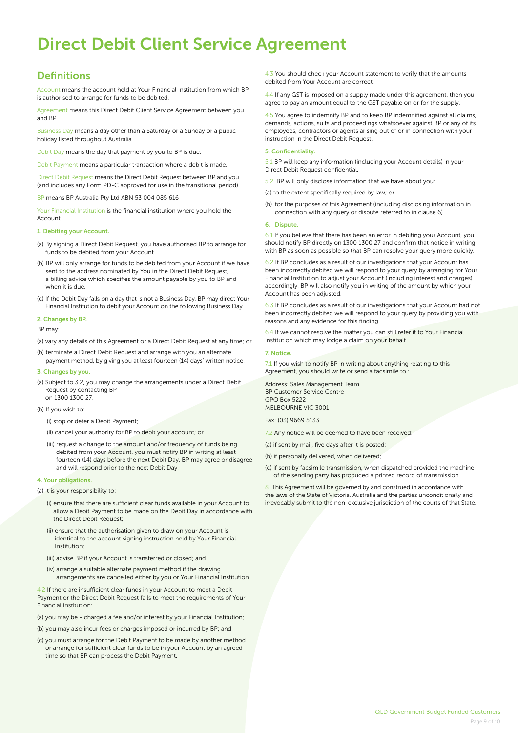# Direct Debit Client Service Agreement

## Definitions

Account means the account held at Your Financial Institution from which BP is authorised to arrange for funds to be debited.

Agreement means this Direct Debit Client Service Agreement between you and BP.

Business Day means a day other than a Saturday or a Sunday or a public holiday listed throughout Australia.

Debit Day means the day that payment by you to BP is due.

Debit Payment means a particular transaction where a debit is made.

Direct Debit Request means the Direct Debit Request between BP and you (and includes any Form PD-C approved for use in the transitional period).

BP means BP Australia Pty Ltd ABN 53 004 085 616

Your Financial Institution is the financial institution where you hold the Account.

### 1. Debiting your Account.

(a) By signing a Direct Debit Request, you have authorised BP to arrange for funds to be debited from your Account.

(b) BP will only arrange for funds to be debited from your Account if we have sent to the address nominated by You in the Direct Debit Request, a billing advice which specifies the amount payable by you to BP and when it is due.

(c) If the Debit Day falls on a day that is not a Business Day, BP may direct Your Financial Institution to debit your Account on the following Business Day.

### 2. Changes by BP.

BP may:

(a) vary any details of this Agreement or a Direct Debit Request at any time; or

(b) terminate a Direct Debit Request and arrange with you an alternate payment method, by giving you at least fourteen (14) days' written notice.

### 3. Changes by you.

(a) Subject to 3.2, you may change the arrangements under a Direct Debit Request by contacting BP on 1300 1300 27.

(b) If you wish to:

(i) stop or defer a Debit Payment;

(ii) cancel your authority for BP to debit your account; or

(iii) request a change to the amount and/or frequency of funds being debited from your Account, you must notify BP in writing at least fourteen (14) days before the next Debit Day. BP may agree or disagree and will respond prior to the next Debit Day.

### 4. Your obligations.

(a) It is your responsibility to:

(i) ensure that there are sufficient clear funds available in your Account to allow a Debit Payment to be made on the Debit Day in accordance with the Direct Debit Request;

(ii) ensure that the authorisation given to draw on your Account is identical to the account signing instruction held by Your Financial Institution;

(iii) advise BP if your Account is transferred or closed; and

(iv) arrange a suitable alternate payment method if the drawing arrangements are cancelled either by you or Your Financial Institution.

4.2 If there are insufficient clear funds in your Account to meet a Debit Payment or the Direct Debit Request fails to meet the requirements of Your Financial Institution:

(a) you may be - charged a fee and/or interest by your Financial Institution;

(b) you may also incur fees or charges imposed or incurred by BP; and

(c) you must arrange for the Debit Payment to be made by another method or arrange for sufficient clear funds to be in your Account by an agreed time so that BP can process the Debit Payment.

4.3 You should check your Account statement to verify that the amounts debited from Your Account are correct.

4.4 If any GST is imposed on a supply made under this agreement, then you agree to pay an amount equal to the GST payable on or for the supply.

4.5 You agree to indemnify BP and to keep BP indemnified against all claims, demands, actions, suits and proceedings whatsoever against BP or any of its employees, contractors or agents arising out of or in connection with your instruction in the Direct Debit Request.

### 5. Confidentiality.

5.1 BP will keep any information (including your Account details) in your Direct Debit Request confidential.

5.2 BP will only disclose information that we have about you:

(a) to the extent specifically required by law; or

(b) for the purposes of this Agreement (including disclosing information in connection with any query or dispute referred to in clause 6).

### 6. Dispute.

6.1 If you believe that there has been an error in debiting your Account, you should notify BP directly on 1300 1300 27 and confirm that notice in writing with BP as soon as possible so that BP can resolve your query more quickly.

6.2 If BP concludes as a result of our investigations that your Account has been incorrectly debited we will respond to your query by arranging for Your Financial Institution to adjust your Account (including interest and charges) accordingly. BP will also notify you in writing of the amount by which your Account has been adjusted.

6.3 If BP concludes as a result of our investigations that your Account had not been incorrectly debited we will respond to your query by providing you with reasons and any evidence for this finding.

6.4 If we cannot resolve the matter you can still refer it to Your Financial Institution which may lodge a claim on your behalf.

### 7. Notice.

7.1 If you wish to notify BP in writing about anything relating to this Agreement, you should write or send a facsimile to :

Address: Sales Management Team  
BP Customer Service Centre  
GPO Box 5222  
MELBOURNE VIC 3001

Fax: (03) 9669 5133

7.2 Any notice will be deemed to have been received:

(a) if sent by mail, five days after it is posted;

(b) if personally delivered, when delivered;

(c) if sent by facsimile transmission, when dispatched provided the machine of the sending party has produced a printed record of transmission.

8. This Agreement will be governed by and construed in accordance with the laws of the State of Victoria, Australia and the parties unconditionally and irrevocably submit to the non-exclusive jurisdiction of the courts of that State.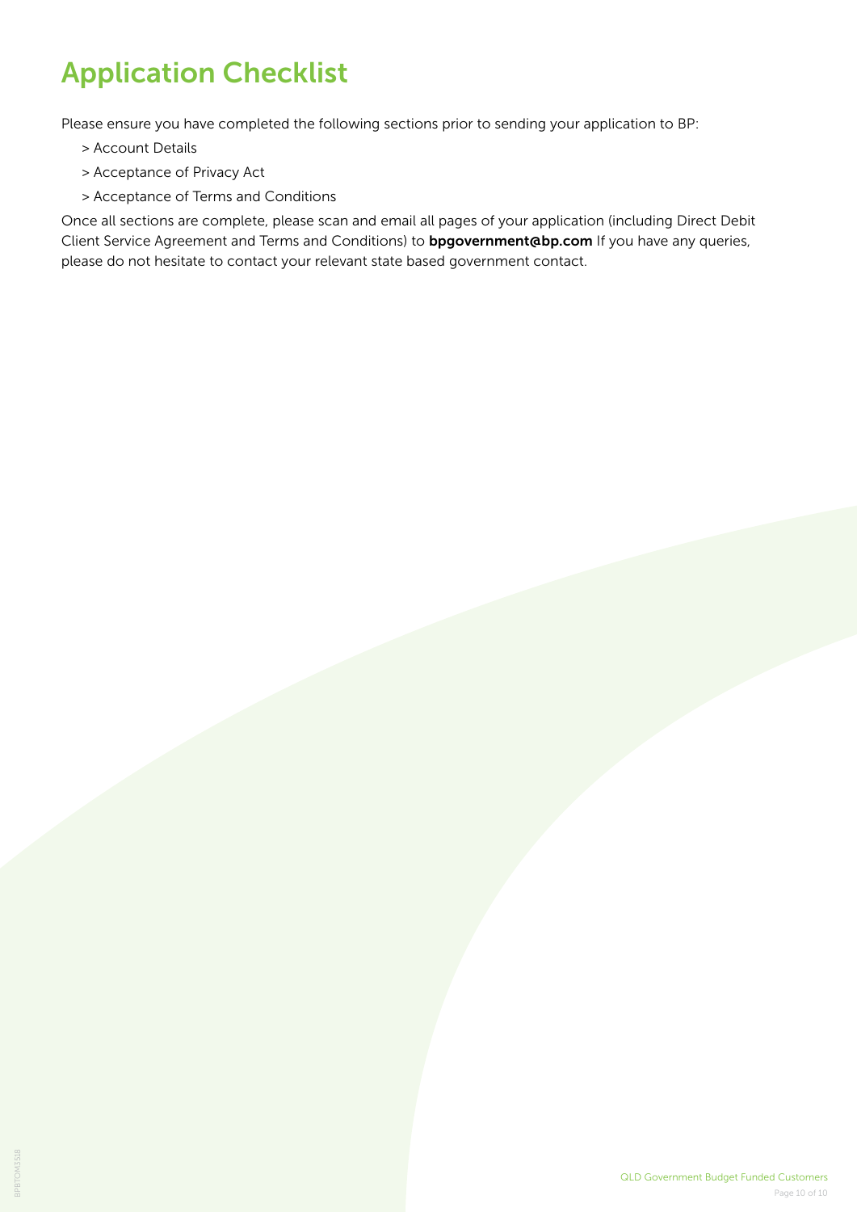# Application Checklist

Please ensure you have completed the following sections prior to sending your application to BP:

> Account Details

> Acceptance of Privacy Act

> Acceptance of Terms and Conditions

Once all sections are complete, please scan and email all pages of your application (including Direct Debit Client Service Agreement and Terms and Conditions) to **bpgovernment@bp.com** If you have any queries, please do not hesitate to contact your relevant state based government contact.